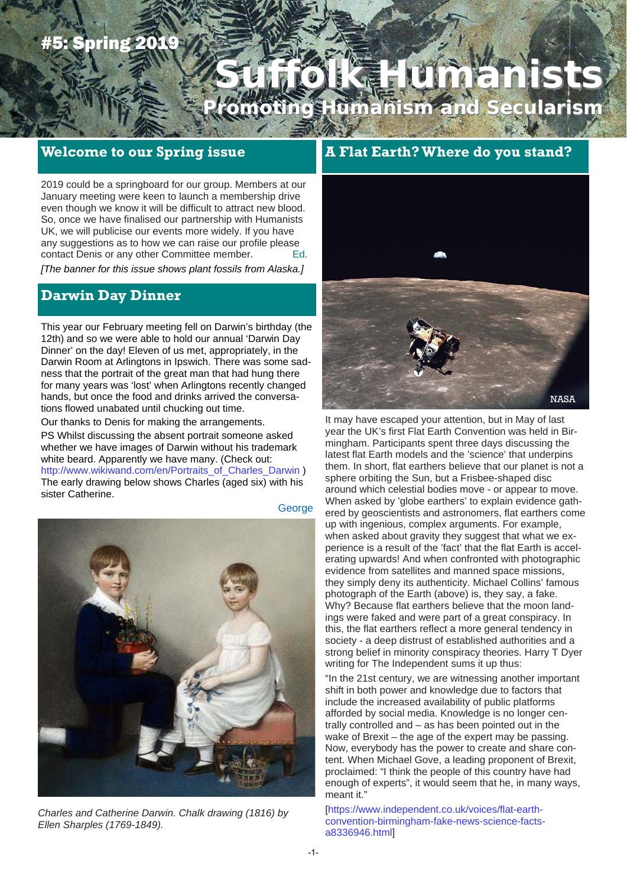#5: Spring 2019

# Suffolk Humanists

**Promoting Humanism and Secularism**

## Welcome to our Spring issue

2019 could be a springboard for our group. Members at our January meeting were keen to launch a membership drive even though we know it will be difficult to attract new blood. So, once we have finalised our partnership with Humanists UK, we will publicise our events more widely. If you have any suggestions as to how we can raise our profile please contact Denis or any other Committee member. Ed.

*[The banner for this issue shows plant fossils from Alaska.]*

## Darwin Day Dinner

This year our February meeting fell on Darwin's birthday (the 12th) and so we were able to hold our annual 'Darwin Day Dinner' on the day! Eleven of us met, appropriately, in the Darwin Room at Arlingtons in Ipswich. There was some sadness that the portrait of the great man that had hung there for many years was 'lost' when Arlingtons recently changed hands, but once the food and drinks arrived the conversations flowed unabated until chucking out time.

Our thanks to Denis for making the arrangements.

PS Whilst discussing the absent portrait someone asked whether we have images of Darwin without his trademark white beard. Apparently we have many. (Check out: http://www.wikiwand.com/en/Portraits_of_Charles_Darwin ) The early drawing below shows Charles (aged six) with his sister Catherine.

George

*Charles and Catherine Darwin. Chalk drawing (1816) by Ellen Sharples (1769-1849).*

## A Flat Earth? Where do you stand?

NASA

It may have escaped your attention, but in May of last year the UK's first Flat Earth Convention was held in Birmingham. Participants spent three days discussing the latest flat Earth models and the 'science' that underpins them. In short, flat earthers believe that our planet is not a sphere orbiting the Sun, but a Frisbee-shaped disc around which celestial bodies move - or appear to move. When asked by 'globe earthers' to explain evidence gathered by geoscientists and astronomers, flat earthers come up with ingenious, complex arguments. For example, when asked about gravity they suggest that what we experience is a result of the 'fact' that the flat Earth is accelerating upwards! And when confronted with photographic evidence from satellites and manned space missions, they simply deny its authenticity. Michael Collins' famous photograph of the Earth (above) is, they say, a fake. Why? Because flat earthers believe that the moon landings were faked and were part of a great conspiracy. In this, the flat earthers reflect a more general tendency in society - a deep distrust of established authorities and a strong belief in minority conspiracy theories. Harry T Dyer writing for The Independent sums it up thus:

"In the 21st century, we are witnessing another important shift in both power and knowledge due to factors that include the increased availability of public platforms afforded by social media. Knowledge is no longer centrally controlled and – as has been pointed out in the wake of Brexit – the age of the expert may be passing. Now, everybody has the power to create and share content. When Michael Gove, a leading proponent of Brexit, proclaimed: "I think the people of this country have had enough of experts", it would seem that he, in many ways, meant it."

[https://www.independent.co.uk/voices/flat-earth-convention-birmingham-fake-news-science-facts-a8336946.html]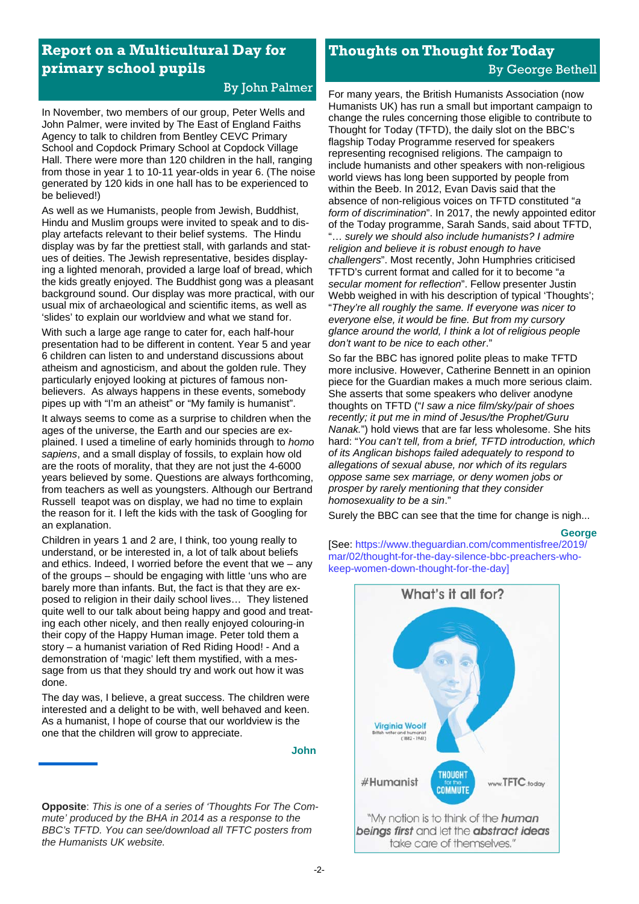## Report on a Multicultural Day for primary school pupils

By John Palmer

In November, two members of our group, Peter Wells and John Palmer, were invited by The East of England Faiths Agency to talk to children from Bentley CEVC Primary School and Copdock Primary School at Copdock Village Hall. There were more than 120 children in the hall, ranging from those in year 1 to 10-11 year-olds in year 6. (The noise generated by 120 kids in one hall has to be experienced to be believed!)

As well as we Humanists, people from Jewish, Buddhist, Hindu and Muslim groups were invited to speak and to display artefacts relevant to their belief systems. The Hindu display was by far the prettiest stall, with garlands and statues of deities. The Jewish representative, besides displaying a lighted menorah, provided a large loaf of bread, which the kids greatly enjoyed. The Buddhist gong was a pleasant background sound. Our display was more practical, with our usual mix of archaeological and scientific items, as well as 'slides' to explain our worldview and what we stand for.

With such a large age range to cater for, each half-hour presentation had to be different in content. Year 5 and year 6 children can listen to and understand discussions about atheism and agnosticism, and about the golden rule. They particularly enjoyed looking at pictures of famous non-believers. As always happens in these events, somebody pipes up with "I'm an atheist" or "My family is humanist".

It always seems to come as a surprise to children when the ages of the universe, the Earth and our species are explained. I used a timeline of early hominids through to *homo sapiens*, and a small display of fossils, to explain how old are the roots of morality, that they are not just the 4-6000 years believed by some. Questions are always forthcoming, from teachers as well as youngsters. Although our Bertrand Russell teapot was on display, we had no time to explain the reason for it. I left the kids with the task of Googling for an explanation.

Children in years 1 and 2 are, I think, too young really to understand, or be interested in, a lot of talk about beliefs and ethics. Indeed, I worried before the event that we – any of the groups – should be engaging with little 'uns who are barely more than infants. But, the fact is that they are exposed to religion in their daily school lives… They listened quite well to our talk about being happy and good and treating each other nicely, and then really enjoyed colouring-in their copy of the Happy Human image. Peter told them a story – a humanist variation of Red Riding Hood! - And a demonstration of 'magic' left them mystified, with a message from us that they should try and work out how it was done.

The day was, I believe, a great success. The children were interested and a delight to be with, well behaved and keen. As a humanist, I hope of course that our worldview is the one that the children will grow to appreciate.

**John**

**Opposite**: *This is one of a series of 'Thoughts For The Commute' produced by the BHA in 2014 as a response to the BBC's TFTD. You can see/download all TFTC posters from the Humanists UK website.*

## Thoughts on Thought for Today

By George Bethell

For many years, the British Humanists Association (now Humanists UK) has run a small but important campaign to change the rules concerning those eligible to contribute to Thought for Today (TFTD), the daily slot on the BBC's flagship Today Programme reserved for speakers representing recognised religions. The campaign to include humanists and other speakers with non-religious world views has long been supported by people from within the Beeb. In 2012, Evan Davis said that the absence of non-religious voices on TFTD constituted "*a form of discrimination*". In 2017, the newly appointed editor of the Today programme, Sarah Sands, said about TFTD, "*… surely we should also include humanists? I admire religion and believe it is robust enough to have challengers*". Most recently, John Humphries criticised TFTD's current format and called for it to become "*a secular moment for reflection*". Fellow presenter Justin Webb weighed in with his description of typical 'Thoughts'; "*They're all roughly the same. If everyone was nicer to everyone else, it would be fine. But from my cursory glance around the world, I think a lot of religious people don't want to be nice to each other*."

So far the BBC has ignored polite pleas to make TFTD more inclusive. However, Catherine Bennett in an opinion piece for the Guardian makes a much more serious claim. She asserts that some speakers who deliver anodyne thoughts on TFTD ("*I saw a nice film/sky/pair of shoes recently; it put me in mind of Jesus/the Prophet/Guru Nanak.*") hold views that are far less wholesome. She hits hard: "*You can't tell, from a brief, TFTD introduction, which of its Anglican bishops failed adequately to respond to allegations of sexual abuse, nor which of its regulars oppose same sex marriage, or deny women jobs or prosper by rarely mentioning that they consider homosexuality to be a sin*."

Surely the BBC can see that the time for change is nigh...

**George**

[See: https://www.theguardian.com/commentisfree/2019/mar/02/thought-for-the-day-silence-bbc-preachers-who-keep-women-down-thought-for-the-day]

What's it all for?

Virginia Woolf
British writer and humanist
(1882 - 1941)

#Humanist — THOUGHT for the COMMUTE — www.TFTC.today

"My notion is to think of the ***human beings first*** and let the ***abstract ideas*** take care of themselves."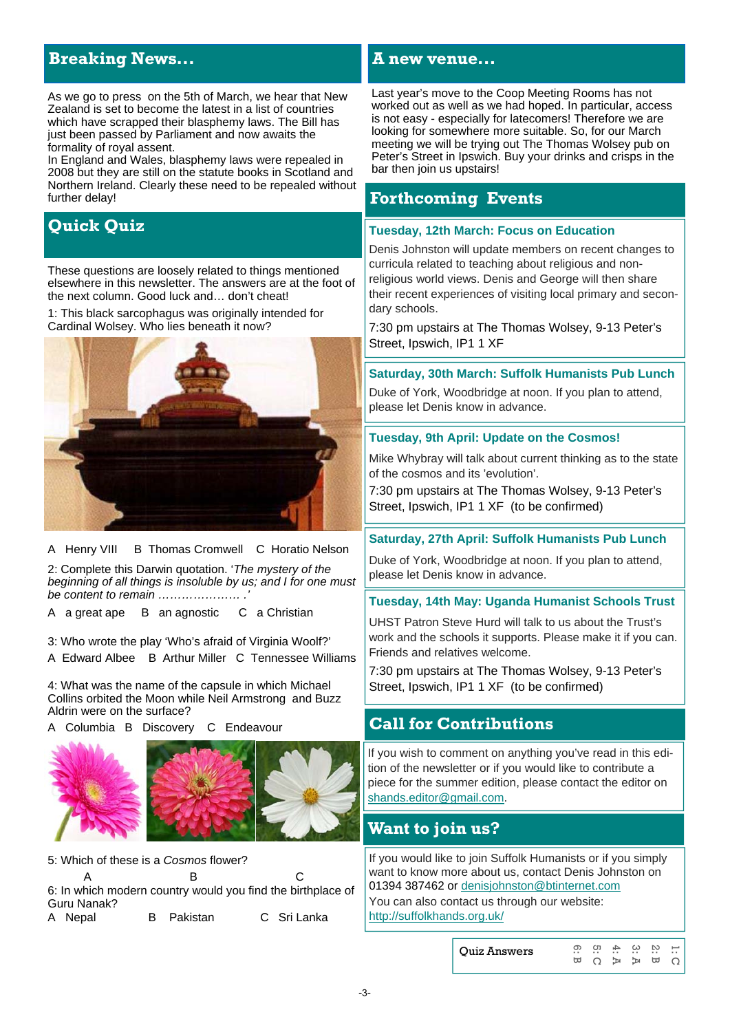## Breaking News...

As we go to press on the 5th of March, we hear that New Zealand is set to become the latest in a list of countries which have scrapped their blasphemy laws. The Bill has just been passed by Parliament and now awaits the formality of royal assent.

In England and Wales, blasphemy laws were repealed in 2008 but they are still on the statute books in Scotland and Northern Ireland. Clearly these need to be repealed without further delay!

## Quick Quiz

These questions are loosely related to things mentioned elsewhere in this newsletter. The answers are at the foot of the next column. Good luck and… don't cheat!

1: This black sarcophagus was originally intended for Cardinal Wolsey. Who lies beneath it now?

A Henry VIII B Thomas Cromwell C Horatio Nelson

2: Complete this Darwin quotation. '*The mystery of the beginning of all things is insoluble by us; and I for one must be content to remain ………………… .*'

A a great ape B an agnostic C a Christian

3: Who wrote the play 'Who's afraid of Virginia Woolf?'

A Edward Albee B Arthur Miller C Tennessee Williams

4: What was the name of the capsule in which Michael Collins orbited the Moon while Neil Armstrong and Buzz Aldrin were on the surface?

A Columbia B Discovery C Endeavour

5: Which of these is a *Cosmos* flower?

A B C

6: In which modern country would you find the birthplace of Guru Nanak?

A Nepal B Pakistan C Sri Lanka

## A new venue...

Last year's move to the Coop Meeting Rooms has not worked out as well as we had hoped. In particular, access is not easy - especially for latecomers! Therefore we are looking for somewhere more suitable. So, for our March meeting we will be trying out The Thomas Wolsey pub on Peter's Street in Ipswich. Buy your drinks and crisps in the bar then join us upstairs!

## Forthcoming Events

### Tuesday, 12th March: Focus on Education

Denis Johnston will update members on recent changes to curricula related to teaching about religious and non-religious world views. Denis and George will then share their recent experiences of visiting local primary and secondary schools.

7:30 pm upstairs at The Thomas Wolsey, 9-13 Peter's Street, Ipswich, IP1 1 XF

### Saturday, 30th March: Suffolk Humanists Pub Lunch

Duke of York, Woodbridge at noon. If you plan to attend, please let Denis know in advance.

### Tuesday, 9th April: Update on the Cosmos!

Mike Whybray will talk about current thinking as to the state of the cosmos and its 'evolution'.

7:30 pm upstairs at The Thomas Wolsey, 9-13 Peter's Street, Ipswich, IP1 1 XF (to be confirmed)

### Saturday, 27th April: Suffolk Humanists Pub Lunch

Duke of York, Woodbridge at noon. If you plan to attend, please let Denis know in advance.

### Tuesday, 14th May: Uganda Humanist Schools Trust

UHST Patron Steve Hurd will talk to us about the Trust's work and the schools it supports. Please make it if you can. Friends and relatives welcome.

7:30 pm upstairs at The Thomas Wolsey, 9-13 Peter's Street, Ipswich, IP1 1 XF (to be confirmed)

## Call for Contributions

If you wish to comment on anything you've read in this edition of the newsletter or if you would like to contribute a piece for the summer edition, please contact the editor on shands.editor@gmail.com.

## Want to join us?

If you would like to join Suffolk Humanists or if you simply want to know more about us, contact Denis Johnston on 01394 387462 or denisjohnston@btinternet.com

You can also contact us through our website: http://suffolkhands.org.uk/

**Quiz Answers**

1: C
2: B
3: A
4: A
5: C
6: B